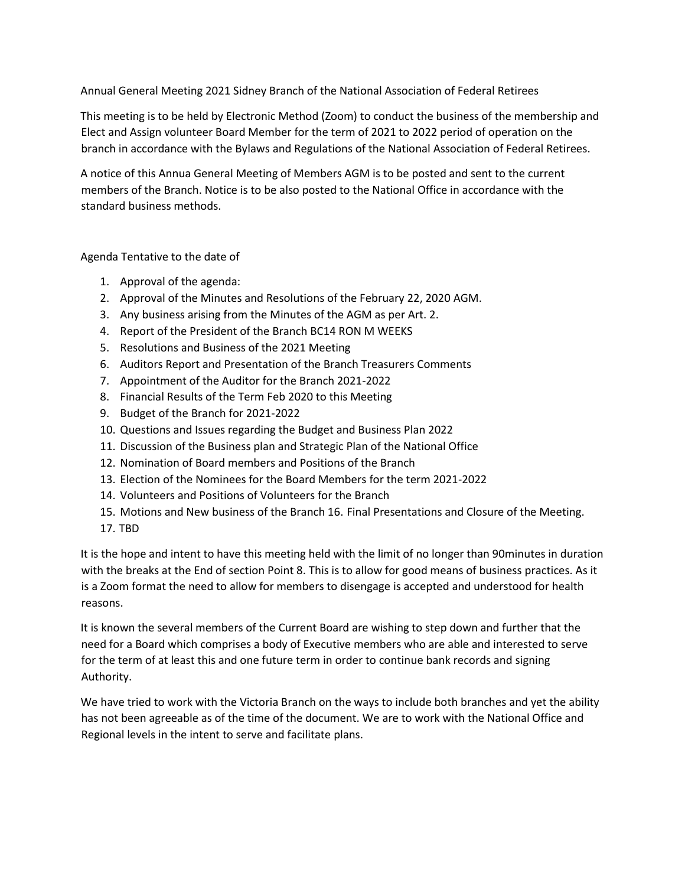Annual General Meeting 2021 Sidney Branch of the National Association of Federal Retirees

This meeting is to be held by Electronic Method (Zoom) to conduct the business of the membership and Elect and Assign volunteer Board Member for the term of 2021 to 2022 period of operation on the branch in accordance with the Bylaws and Regulations of the National Association of Federal Retirees.

A notice of this Annua General Meeting of Members AGM is to be posted and sent to the current members of the Branch. Notice is to be also posted to the National Office in accordance with the standard business methods.

Agenda Tentative to the date of

1. Approval of the agenda:
2. Approval of the Minutes and Resolutions of the February 22, 2020 AGM.
3. Any business arising from the Minutes of the AGM as per Art. 2.
4. Report of the President of the Branch BC14 RON M WEEKS
5. Resolutions and Business of the 2021 Meeting
6. Auditors Report and Presentation of the Branch Treasurers Comments
7. Appointment of the Auditor for the Branch 2021-2022
8. Financial Results of the Term Feb 2020 to this Meeting
9. Budget of the Branch for 2021-2022
10. Questions and Issues regarding the Budget and Business Plan 2022
11. Discussion of the Business plan and Strategic Plan of the National Office
12. Nomination of Board members and Positions of the Branch
13. Election of the Nominees for the Board Members for the term 2021-2022
14. Volunteers and Positions of Volunteers for the Branch
15. Motions and New business of the Branch 16. Final Presentations and Closure of the Meeting.
17. TBD

It is the hope and intent to have this meeting held with the limit of no longer than 90minutes in duration with the breaks at the End of section Point 8. This is to allow for good means of business practices. As it is a Zoom format the need to allow for members to disengage is accepted and understood for health reasons.

It is known the several members of the Current Board are wishing to step down and further that the need for a Board which comprises a body of Executive members who are able and interested to serve for the term of at least this and one future term in order to continue bank records and signing Authority.

We have tried to work with the Victoria Branch on the ways to include both branches and yet the ability has not been agreeable as of the time of the document. We are to work with the National Office and Regional levels in the intent to serve and facilitate plans.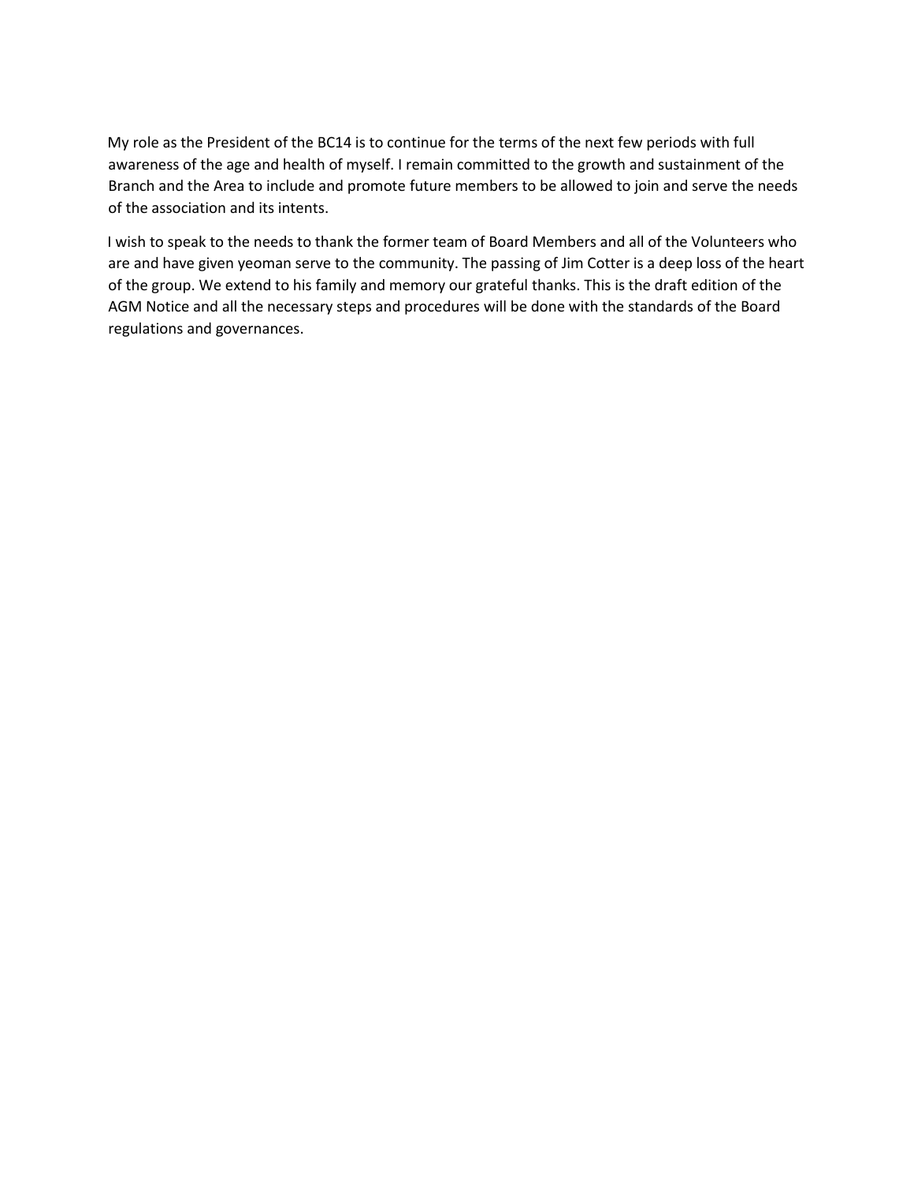My role as the President of the BC14 is to continue for the terms of the next few periods with full awareness of the age and health of myself. I remain committed to the growth and sustainment of the Branch and the Area to include and promote future members to be allowed to join and serve the needs of the association and its intents.

I wish to speak to the needs to thank the former team of Board Members and all of the Volunteers who are and have given yeoman serve to the community. The passing of Jim Cotter is a deep loss of the heart of the group. We extend to his family and memory our grateful thanks. This is the draft edition of the AGM Notice and all the necessary steps and procedures will be done with the standards of the Board regulations and governances.